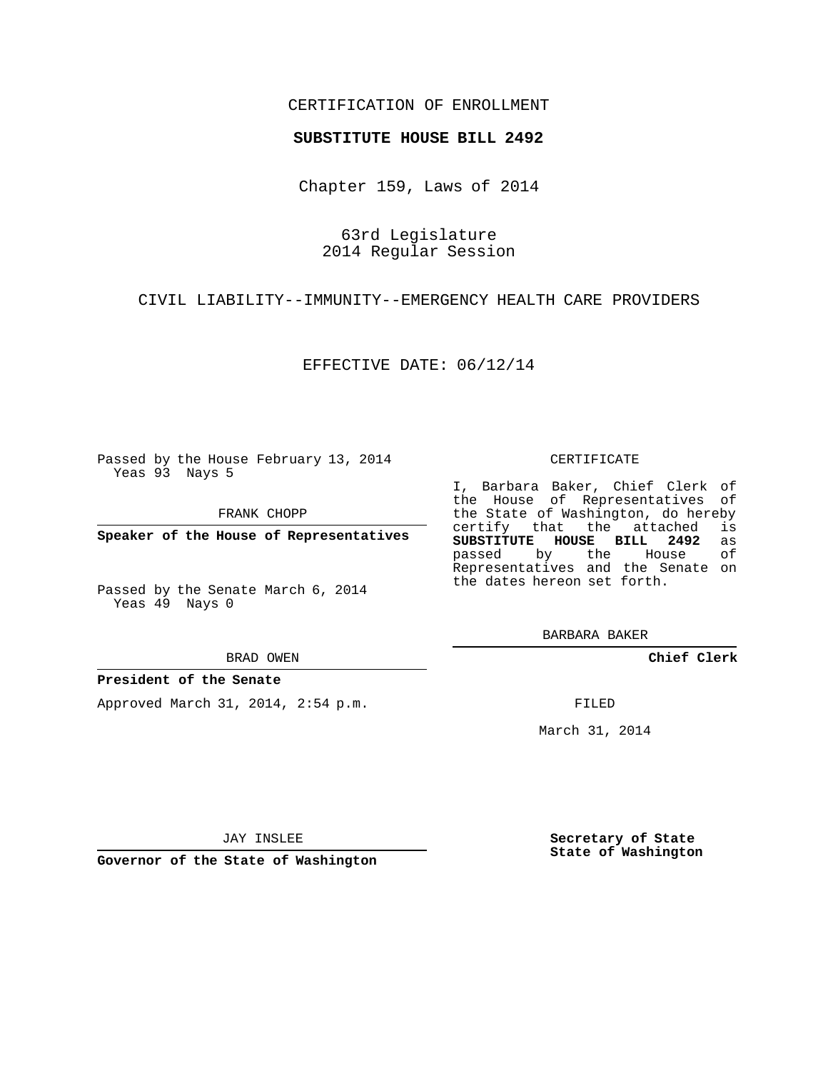CERTIFICATION OF ENROLLMENT

**SUBSTITUTE HOUSE BILL 2492**

Chapter 159, Laws of 2014

63rd Legislature
2014 Regular Session

CIVIL LIABILITY--IMMUNITY--EMERGENCY HEALTH CARE PROVIDERS

EFFECTIVE DATE: 06/12/14

Passed by the House February 13, 2014
Yeas 93 Nays 5

FRANK CHOPP

**Speaker of the House of Representatives**

Passed by the Senate March 6, 2014
Yeas 49 Nays 0

BRAD OWEN

**President of the Senate**

Approved March 31, 2014, 2:54 p.m.

JAY INSLEE

**Governor of the State of Washington**

CERTIFICATE

I, Barbara Baker, Chief Clerk of the House of Representatives of the State of Washington, do hereby certify that the attached is **SUBSTITUTE HOUSE BILL 2492** as passed by the House of Representatives and the Senate on the dates hereon set forth.

BARBARA BAKER

**Chief Clerk**

FILED

March 31, 2014

**Secretary of State**
**State of Washington**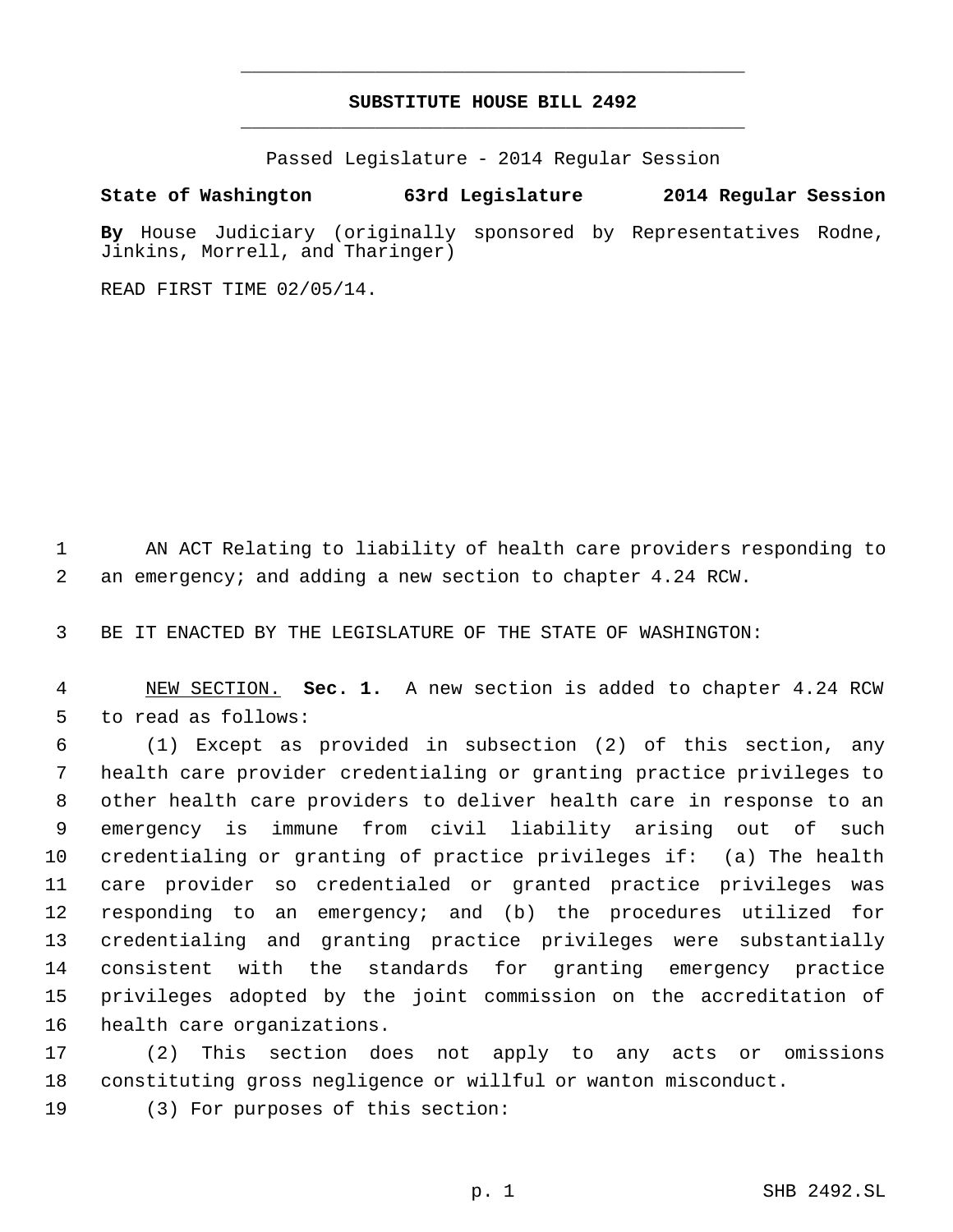# SUBSTITUTE HOUSE BILL 2492

Passed Legislature - 2014 Regular Session

**State of Washington 63rd Legislature 2014 Regular Session**

**By** House Judiciary (originally sponsored by Representatives Rodne, Jinkins, Morrell, and Tharinger)

READ FIRST TIME 02/05/14.

AN ACT Relating to liability of health care providers responding to an emergency; and adding a new section to chapter 4.24 RCW.

BE IT ENACTED BY THE LEGISLATURE OF THE STATE OF WASHINGTON:

NEW SECTION. **Sec. 1.** A new section is added to chapter 4.24 RCW to read as follows:

(1) Except as provided in subsection (2) of this section, any health care provider credentialing or granting practice privileges to other health care providers to deliver health care in response to an emergency is immune from civil liability arising out of such credentialing or granting of practice privileges if: (a) The health care provider so credentialed or granted practice privileges was responding to an emergency; and (b) the procedures utilized for credentialing and granting practice privileges were substantially consistent with the standards for granting emergency practice privileges adopted by the joint commission on the accreditation of health care organizations.

(2) This section does not apply to any acts or omissions constituting gross negligence or willful or wanton misconduct.

(3) For purposes of this section: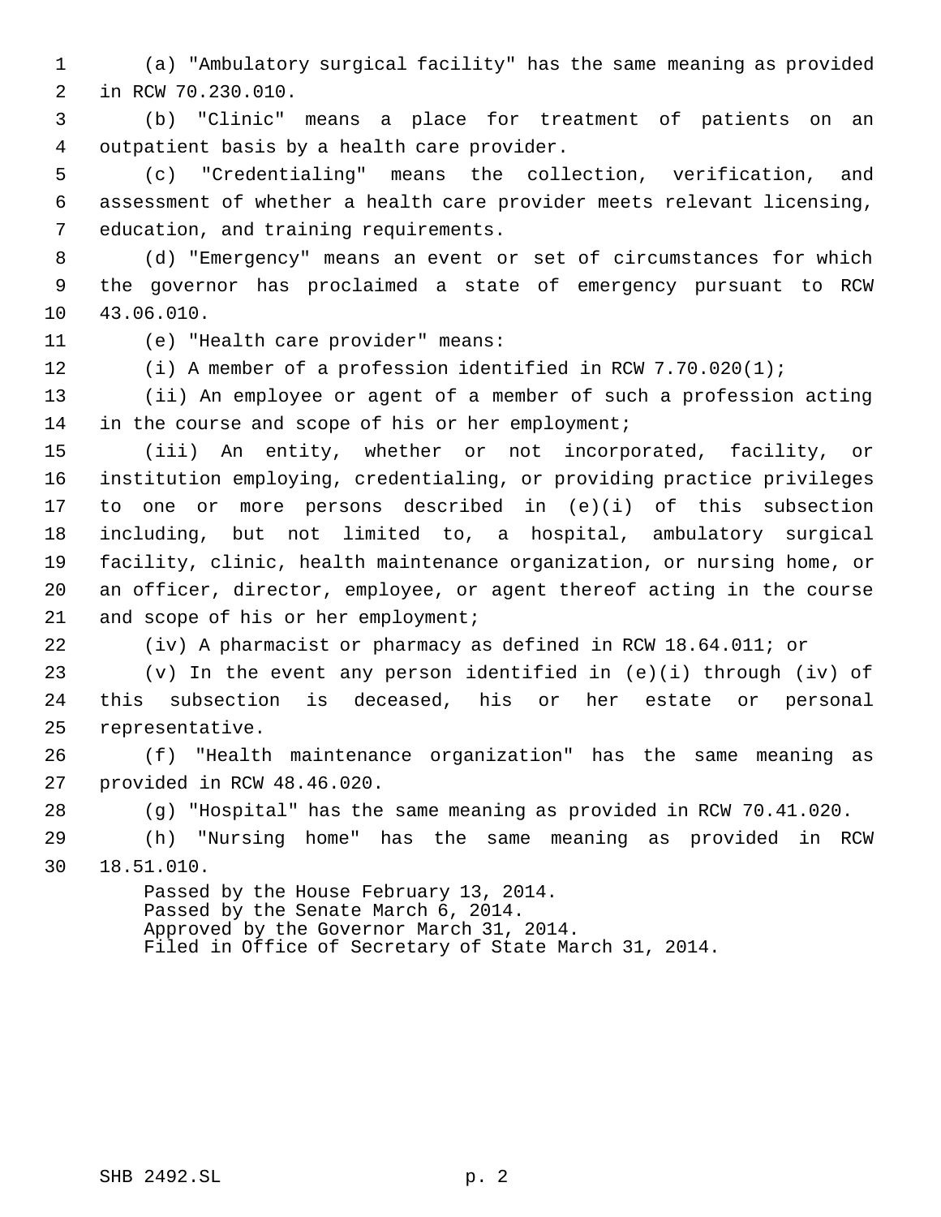(a) "Ambulatory surgical facility" has the same meaning as provided in RCW 70.230.010.

(b) "Clinic" means a place for treatment of patients on an outpatient basis by a health care provider.

(c) "Credentialing" means the collection, verification, and assessment of whether a health care provider meets relevant licensing, education, and training requirements.

(d) "Emergency" means an event or set of circumstances for which the governor has proclaimed a state of emergency pursuant to RCW 43.06.010.

(e) "Health care provider" means:

(i) A member of a profession identified in RCW 7.70.020(1);

(ii) An employee or agent of a member of such a profession acting in the course and scope of his or her employment;

(iii) An entity, whether or not incorporated, facility, or institution employing, credentialing, or providing practice privileges to one or more persons described in (e)(i) of this subsection including, but not limited to, a hospital, ambulatory surgical facility, clinic, health maintenance organization, or nursing home, or an officer, director, employee, or agent thereof acting in the course and scope of his or her employment;

(iv) A pharmacist or pharmacy as defined in RCW 18.64.011; or

(v) In the event any person identified in (e)(i) through (iv) of this subsection is deceased, his or her estate or personal representative.

(f) "Health maintenance organization" has the same meaning as provided in RCW 48.46.020.

(g) "Hospital" has the same meaning as provided in RCW 70.41.020.

(h) "Nursing home" has the same meaning as provided in RCW 18.51.010.

Passed by the House February 13, 2014.
Passed by the Senate March 6, 2014.
Approved by the Governor March 31, 2014.
Filed in Office of Secretary of State March 31, 2014.